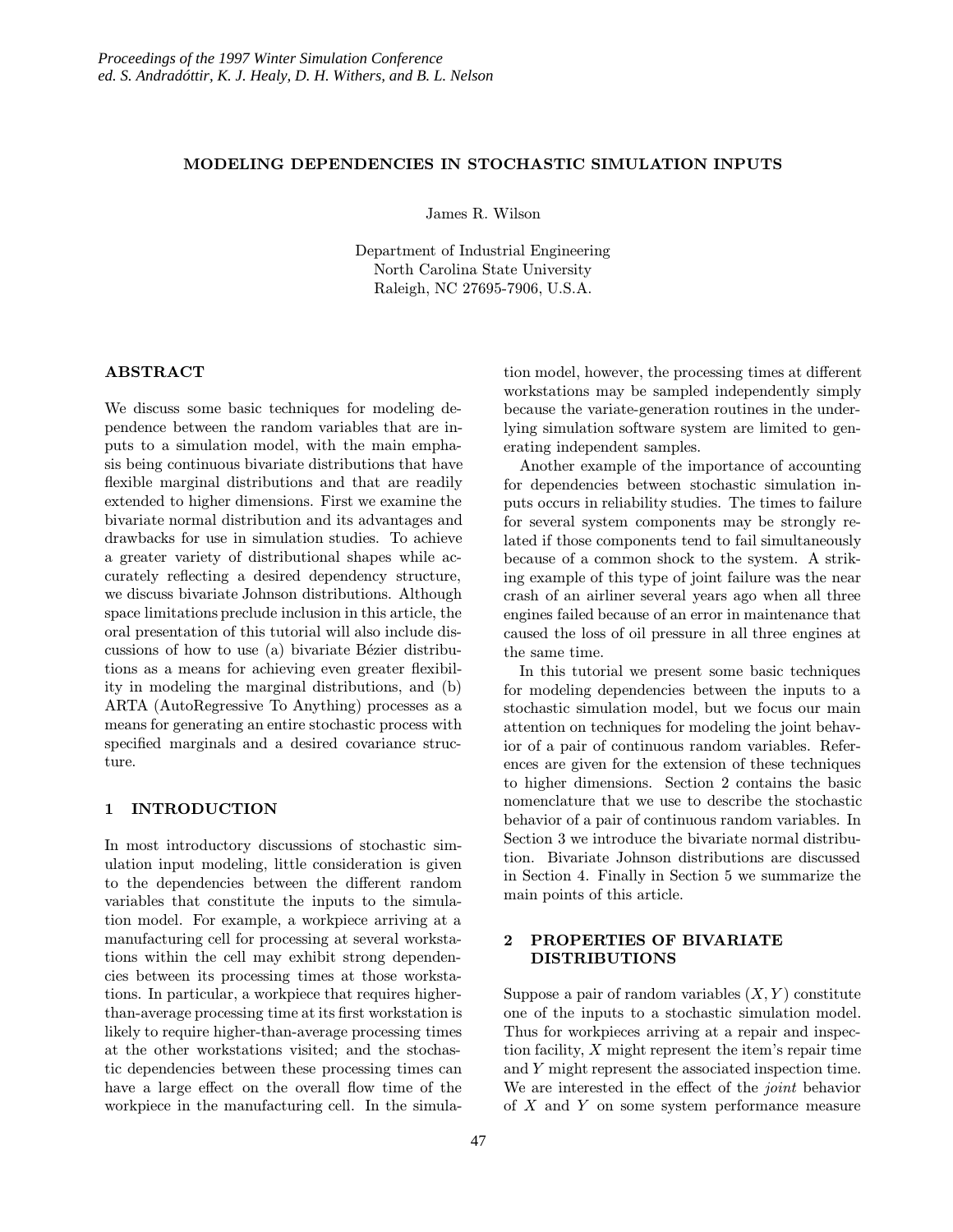# MODELING DEPENDENCIES IN STOCHASTIC SIMULATION INPUTS

James R. Wilson

Department of Industrial Engineering
North Carolina State University
Raleigh, NC 27695-7906, U.S.A.

## ABSTRACT

We discuss some basic techniques for modeling dependence between the random variables that are inputs to a simulation model, with the main emphasis being continuous bivariate distributions that have flexible marginal distributions and that are readily extended to higher dimensions. First we examine the bivariate normal distribution and its advantages and drawbacks for use in simulation studies. To achieve a greater variety of distributional shapes while accurately reflecting a desired dependency structure, we discuss bivariate Johnson distributions. Although space limitations preclude inclusion in this article, the oral presentation of this tutorial will also include discussions of how to use (a) bivariate Bézier distributions as a means for achieving even greater flexibility in modeling the marginal distributions, and (b) ARTA (AutoRegressive To Anything) processes as a means for generating an entire stochastic process with specified marginals and a desired covariance structure.

## 1 INTRODUCTION

In most introductory discussions of stochastic simulation input modeling, little consideration is given to the dependencies between the different random variables that constitute the inputs to the simulation model. For example, a workpiece arriving at a manufacturing cell for processing at several workstations within the cell may exhibit strong dependencies between its processing times at those workstations. In particular, a workpiece that requires higher-than-average processing time at its first workstation is likely to require higher-than-average processing times at the other workstations visited; and the stochastic dependencies between these processing times can have a large effect on the overall flow time of the workpiece in the manufacturing cell. In the simulation model, however, the processing times at different workstations may be sampled independently simply because the variate-generation routines in the underlying simulation software system are limited to generating independent samples.

Another example of the importance of accounting for dependencies between stochastic simulation inputs occurs in reliability studies. The times to failure for several system components may be strongly related if those components tend to fail simultaneously because of a common shock to the system. A striking example of this type of joint failure was the near crash of an airliner several years ago when all three engines failed because of an error in maintenance that caused the loss of oil pressure in all three engines at the same time.

In this tutorial we present some basic techniques for modeling dependencies between the inputs to a stochastic simulation model, but we focus our main attention on techniques for modeling the joint behavior of a pair of continuous random variables. References are given for the extension of these techniques to higher dimensions. Section 2 contains the basic nomenclature that we use to describe the stochastic behavior of a pair of continuous random variables. In Section 3 we introduce the bivariate normal distribution. Bivariate Johnson distributions are discussed in Section 4. Finally in Section 5 we summarize the main points of this article.

## 2 PROPERTIES OF BIVARIATE DISTRIBUTIONS

Suppose a pair of random variables $(X, Y)$ constitute one of the inputs to a stochastic simulation model. Thus for workpieces arriving at a repair and inspection facility, $X$ might represent the item's repair time and $Y$ might represent the associated inspection time. We are interested in the effect of the *joint* behavior of $X$ and $Y$ on some system performance measure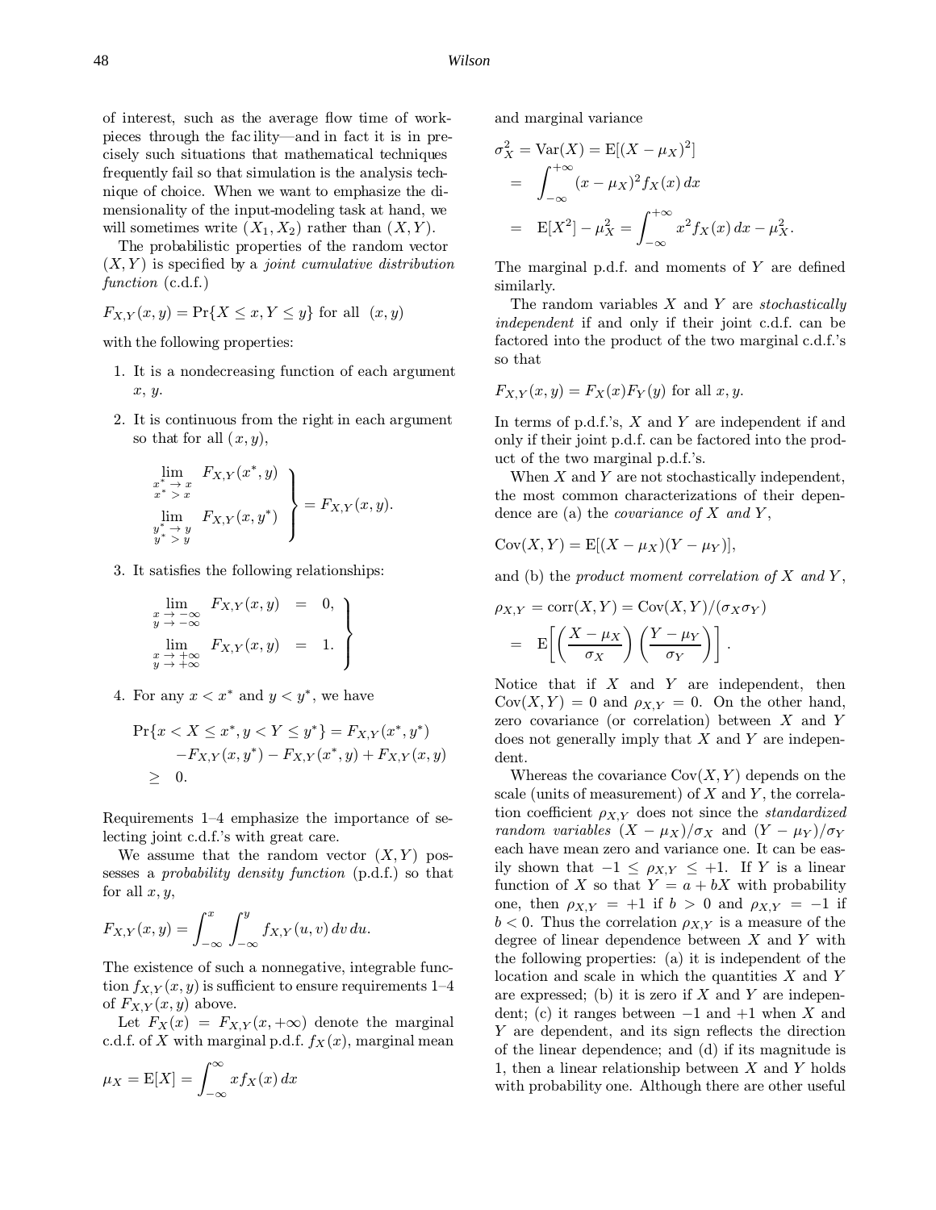of interest, such as the average flow time of workpieces through the fac ility—and in fact it is in precisely such situations that mathematical techniques frequently fail so that simulation is the analysis technique of choice. When we want to emphasize the dimensionality of the input-modeling task at hand, we will sometimes write $(X_1, X_2)$ rather than $(X, Y)$.

The probabilistic properties of the random vector $(X, Y)$ is specified by a *joint cumulative distribution function* (c.d.f.)

$$F_{X,Y}(x, y) = \Pr\{X \le x, Y \le y\} \text{ for all } (x, y)$$

with the following properties:

1. It is a nondecreasing function of each argument $x$, $y$.

2. It is continuous from the right in each argument so that for all $(x, y)$,

$$\left.\begin{array}{ll} \displaystyle\lim_{\substack{x^* \to x \\ x^* > x}} & F_{X,Y}(x^*, y) \\ \displaystyle\lim_{\substack{y^* \to y \\ y^* > y}} & F_{X,Y}(x, y^*) \end{array}\right\} = F_{X,Y}(x, y).$$

3. It satisfies the following relationships:

$$\left.\begin{array}{lll} \displaystyle\lim_{\substack{x \to -\infty \\ y \to -\infty}} F_{X,Y}(x, y) & = & 0, \\ \displaystyle\lim_{\substack{x \to +\infty \\ y \to +\infty}} F_{X,Y}(x, y) & = & 1. \end{array}\right\}$$

4. For any $x < x^*$ and $y < y^*$, we have

$$\begin{aligned} \Pr\{x < X \le x^*, y < Y \le y^*\} &= F_{X,Y}(x^*, y^*) \\ &\quad - F_{X,Y}(x, y^*) - F_{X,Y}(x^*, y) + F_{X,Y}(x, y) \\ &\ge 0. \end{aligned}$$

Requirements 1–4 emphasize the importance of selecting joint c.d.f.'s with great care.

We assume that the random vector $(X, Y)$ possesses a *probability density function* (p.d.f.) so that for all $x, y$,

$$F_{X,Y}(x, y) = \int_{-\infty}^{x} \int_{-\infty}^{y} f_{X,Y}(u, v)\, dv\, du.$$

The existence of such a nonnegative, integrable function $f_{X,Y}(x, y)$ is sufficient to ensure requirements 1–4 of $F_{X,Y}(x, y)$ above.

Let $F_X(x) = F_{X,Y}(x, +\infty)$ denote the marginal c.d.f. of $X$ with marginal p.d.f. $f_X(x)$, marginal mean

$$\mu_X = \mathrm{E}[X] = \int_{-\infty}^{\infty} x f_X(x)\, dx$$

and marginal variance

$$\begin{aligned} \sigma_X^2 = \mathrm{Var}(X) &= \mathrm{E}[(X - \mu_X)^2] \\ &= \int_{-\infty}^{+\infty} (x - \mu_X)^2 f_X(x)\, dx \\ &= \mathrm{E}[X^2] - \mu_X^2 = \int_{-\infty}^{+\infty} x^2 f_X(x)\, dx - \mu_X^2. \end{aligned}$$

The marginal p.d.f. and moments of $Y$ are defined similarly.

The random variables $X$ and $Y$ are *stochastically independent* if and only if their joint c.d.f. can be factored into the product of the two marginal c.d.f.'s so that

$$F_{X,Y}(x, y) = F_X(x) F_Y(y) \text{ for all } x, y.$$

In terms of p.d.f.'s, $X$ and $Y$ are independent if and only if their joint p.d.f. can be factored into the product of the two marginal p.d.f.'s.

When $X$ and $Y$ are not stochastically independent, the most common characterizations of their dependence are (a) the *covariance of $X$ and $Y$*,

$$\mathrm{Cov}(X, Y) = \mathrm{E}[(X - \mu_X)(Y - \mu_Y)],$$

and (b) the *product moment correlation of $X$ and $Y$*,

$$\begin{aligned} \rho_{X,Y} &= \mathrm{corr}(X, Y) = \mathrm{Cov}(X, Y)/(\sigma_X \sigma_Y) \\ &= \mathrm{E}\left[\left(\frac{X - \mu_X}{\sigma_X}\right)\left(\frac{Y - \mu_Y}{\sigma_Y}\right)\right]. \end{aligned}$$

Notice that if $X$ and $Y$ are independent, then $\mathrm{Cov}(X, Y) = 0$ and $\rho_{X,Y} = 0$. On the other hand, zero covariance (or correlation) between $X$ and $Y$ does not generally imply that $X$ and $Y$ are independent.

Whereas the covariance $\mathrm{Cov}(X, Y)$ depends on the scale (units of measurement) of $X$ and $Y$, the correlation coefficient $\rho_{X,Y}$ does not since the *standardized random variables* $(X - \mu_X)/\sigma_X$ and $(Y - \mu_Y)/\sigma_Y$ each have mean zero and variance one. It can be easily shown that $-1 \le \rho_{X,Y} \le +1$. If $Y$ is a linear function of $X$ so that $Y = a + bX$ with probability one, then $\rho_{X,Y} = +1$ if $b > 0$ and $\rho_{X,Y} = -1$ if $b < 0$. Thus the correlation $\rho_{X,Y}$ is a measure of the degree of linear dependence between $X$ and $Y$ with the following properties: (a) it is independent of the location and scale in which the quantities $X$ and $Y$ are expressed; (b) it is zero if $X$ and $Y$ are independent; (c) it ranges between $-1$ and $+1$ when $X$ and $Y$ are dependent, and its sign reflects the direction of the linear dependence; and (d) if its magnitude is 1, then a linear relationship between $X$ and $Y$ holds with probability one. Although there are other useful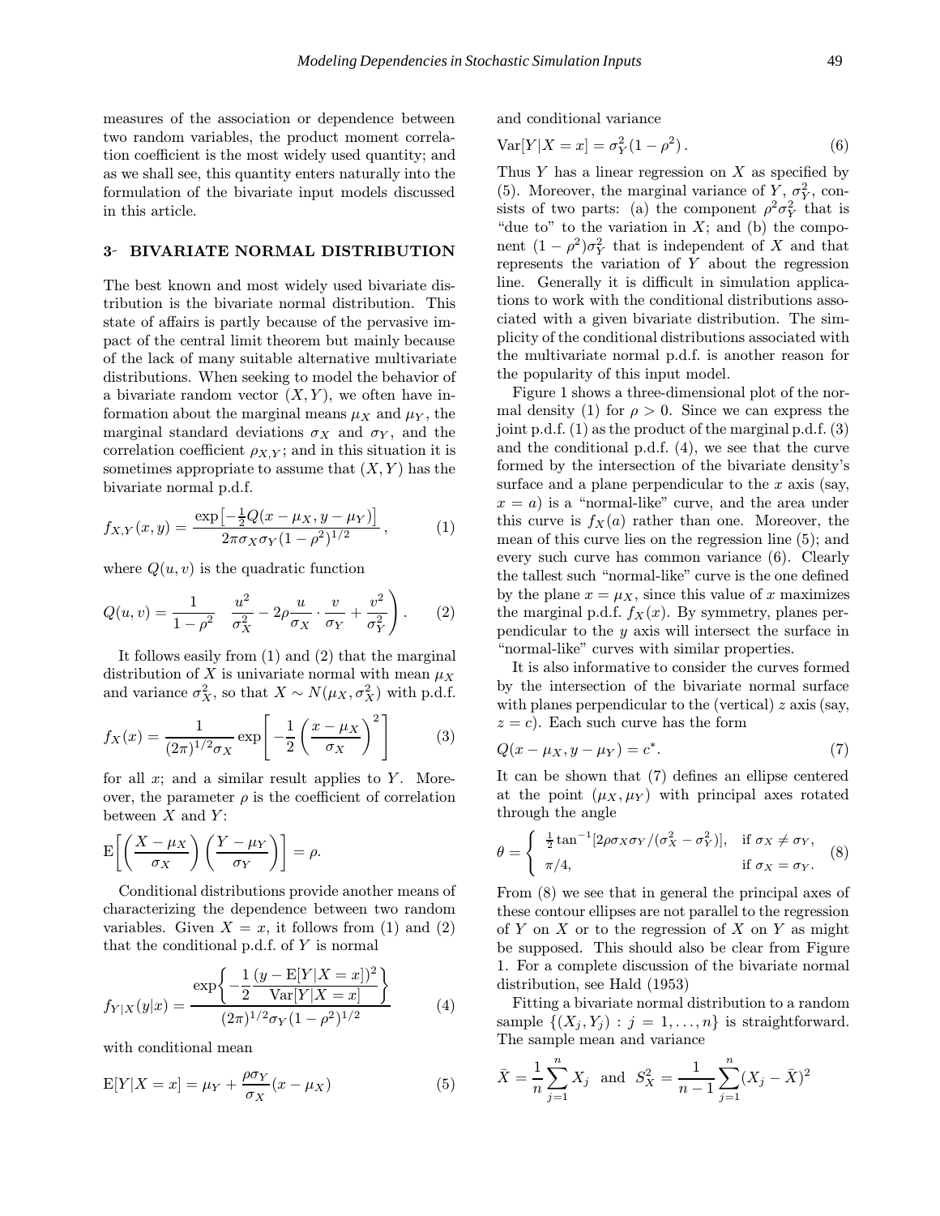measures of the association or dependence between two random variables, the product moment correlation coefficient is the most widely used quantity; and as we shall see, this quantity enters naturally into the formulation of the bivariate input models discussed in this article.

## 3 BIVARIATE NORMAL DISTRIBUTION

The best known and most widely used bivariate distribution is the bivariate normal distribution. This state of affairs is partly because of the pervasive impact of the central limit theorem but mainly because of the lack of many suitable alternative multivariate distributions. When seeking to model the behavior of a bivariate random vector $(X, Y)$, we often have information about the marginal means $\mu_X$ and $\mu_Y$, the marginal standard deviations $\sigma_X$ and $\sigma_Y$, and the correlation coefficient $\rho_{X,Y}$; and in this situation it is sometimes appropriate to assume that $(X, Y)$ has the bivariate normal p.d.f.

$$f_{X,Y}(x, y) = \frac{\exp\left[-\frac{1}{2}Q(x - \mu_X, y - \mu_Y)\right]}{2\pi\sigma_X\sigma_Y(1 - \rho^2)^{1/2}}, \tag{1}$$

where $Q(u, v)$ is the quadratic function

$$Q(u, v) = \frac{1}{1 - \rho^2}\left(\frac{u^2}{\sigma_X^2} - 2\rho\frac{u}{\sigma_X}\cdot\frac{v}{\sigma_Y} + \frac{v^2}{\sigma_Y^2}\right). \tag{2}$$

It follows easily from (1) and (2) that the marginal distribution of $X$ is univariate normal with mean $\mu_X$ and variance $\sigma_X^2$, so that $X \sim N(\mu_X, \sigma_X^2)$ with p.d.f.

$$f_X(x) = \frac{1}{(2\pi)^{1/2}\sigma_X}\exp\left[-\frac{1}{2}\left(\frac{x - \mu_X}{\sigma_X}\right)^2\right] \tag{3}$$

for all $x$; and a similar result applies to $Y$. Moreover, the parameter $\rho$ is the coefficient of correlation between $X$ and $Y$:

$$\mathrm{E}\left[\left(\frac{X - \mu_X}{\sigma_X}\right)\left(\frac{Y - \mu_Y}{\sigma_Y}\right)\right] = \rho.$$

Conditional distributions provide another means of characterizing the dependence between two random variables. Given $X = x$, it follows from (1) and (2) that the conditional p.d.f. of $Y$ is normal

$$f_{Y|X}(y|x) = \frac{\exp\left\{-\dfrac{1}{2}\dfrac{(y - \mathrm{E}[Y|X = x])^2}{\mathrm{Var}[Y|X = x]}\right\}}{(2\pi)^{1/2}\sigma_Y(1 - \rho^2)^{1/2}} \tag{4}$$

with conditional mean

$$\mathrm{E}[Y|X = x] = \mu_Y + \frac{\rho\sigma_Y}{\sigma_X}(x - \mu_X) \tag{5}$$

and conditional variance

$$\mathrm{Var}[Y|X = x] = \sigma_Y^2(1 - \rho^2). \tag{6}$$

Thus $Y$ has a linear regression on $X$ as specified by (5). Moreover, the marginal variance of $Y$, $\sigma_Y^2$, consists of two parts: (a) the component $\rho^2\sigma_Y^2$ that is "due to" the variation in $X$; and (b) the component $(1 - \rho^2)\sigma_Y^2$ that is independent of $X$ and that represents the variation of $Y$ about the regression line. Generally it is difficult in simulation applications to work with the conditional distributions associated with a given bivariate distribution. The simplicity of the conditional distributions associated with the multivariate normal p.d.f. is another reason for the popularity of this input model.

Figure 1 shows a three-dimensional plot of the normal density (1) for $\rho > 0$. Since we can express the joint p.d.f. (1) as the product of the marginal p.d.f. (3) and the conditional p.d.f. (4), we see that the curve formed by the intersection of the bivariate density's surface and a plane perpendicular to the $x$ axis (say, $x = a$) is a "normal-like" curve, and the area under this curve is $f_X(a)$ rather than one. Moreover, the mean of this curve lies on the regression line (5); and every such curve has common variance (6). Clearly the tallest such "normal-like" curve is the one defined by the plane $x = \mu_X$, since this value of $x$ maximizes the marginal p.d.f. $f_X(x)$. By symmetry, planes perpendicular to the $y$ axis will intersect the surface in "normal-like" curves with similar properties.

It is also informative to consider the curves formed by the intersection of the bivariate normal surface with planes perpendicular to the (vertical) $z$ axis (say, $z = c$). Each such curve has the form

$$Q(x - \mu_X, y - \mu_Y) = c^*. \tag{7}$$

It can be shown that (7) defines an ellipse centered at the point $(\mu_X, \mu_Y)$ with principal axes rotated through the angle

$$\theta = \begin{cases} \frac{1}{2}\tan^{-1}[2\rho\sigma_X\sigma_Y/(\sigma_X^2 - \sigma_Y^2)], & \text{if } \sigma_X \neq \sigma_Y, \\ \pi/4, & \text{if } \sigma_X = \sigma_Y. \end{cases} \tag{8}$$

From (8) we see that in general the principal axes of these contour ellipses are not parallel to the regression of $Y$ on $X$ or to the regression of $X$ on $Y$ as might be supposed. This should also be clear from Figure 1. For a complete discussion of the bivariate normal distribution, see Hald (1953)

Fitting a bivariate normal distribution to a random sample $\{(X_j, Y_j) : j = 1, \ldots, n\}$ is straightforward. The sample mean and variance

$$\bar{X} = \frac{1}{n}\sum_{j=1}^{n} X_j \quad \text{and} \quad S_X^2 = \frac{1}{n - 1}\sum_{j=1}^{n}(X_j - \bar{X})^2$$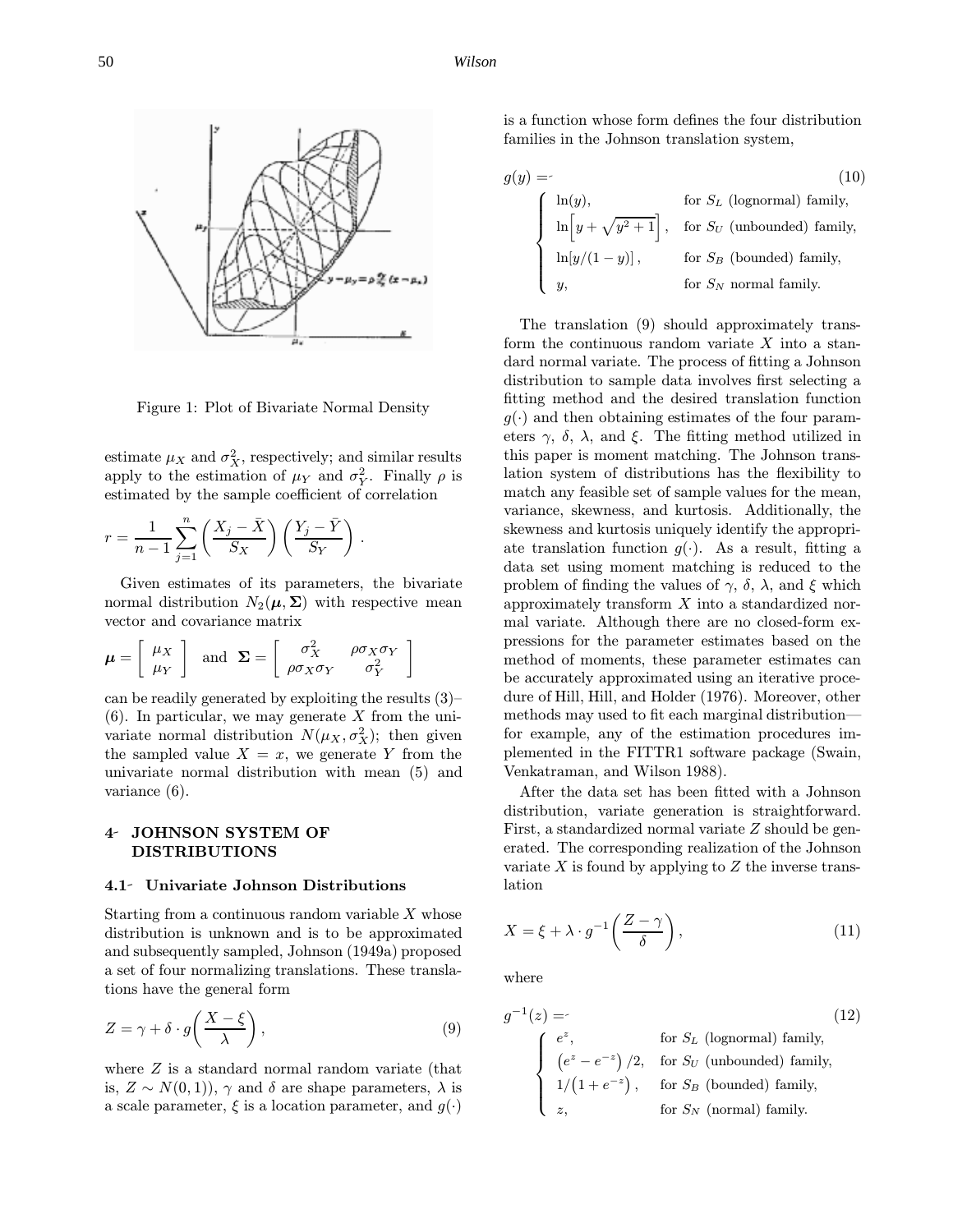Figure 1: Plot of Bivariate Normal Density

estimate $\mu_X$ and $\sigma_X^2$, respectively; and similar results apply to the estimation of $\mu_Y$ and $\sigma_Y^2$. Finally $\rho$ is estimated by the sample coefficient of correlation

$$r = \frac{1}{n-1}\sum_{j=1}^{n}\left(\frac{X_j - \bar{X}}{S_X}\right)\left(\frac{Y_j - \bar{Y}}{S_Y}\right).$$

Given estimates of its parameters, the bivariate normal distribution $N_2(\boldsymbol{\mu}, \boldsymbol{\Sigma})$ with respective mean vector and covariance matrix

$$\boldsymbol{\mu} = \begin{bmatrix} \mu_X \\ \mu_Y \end{bmatrix} \quad \text{and} \quad \boldsymbol{\Sigma} = \begin{bmatrix} \sigma_X^2 & \rho\sigma_X\sigma_Y \\ \rho\sigma_X\sigma_Y & \sigma_Y^2 \end{bmatrix}$$

can be readily generated by exploiting the results (3)–(6). In particular, we may generate $X$ from the univariate normal distribution $N(\mu_X, \sigma_X^2)$; then given the sampled value $X = x$, we generate $Y$ from the univariate normal distribution with mean (5) and variance (6).

## 4 JOHNSON SYSTEM OF DISTRIBUTIONS

### 4.1 Univariate Johnson Distributions

Starting from a continuous random variable $X$ whose distribution is unknown and is to be approximated and subsequently sampled, Johnson (1949a) proposed a set of four normalizing translations. These translations have the general form

$$Z = \gamma + \delta \cdot g\left(\frac{X - \xi}{\lambda}\right), \tag{9}$$

where $Z$ is a standard normal random variate (that is, $Z \sim N(0,1)$), $\gamma$ and $\delta$ are shape parameters, $\lambda$ is a scale parameter, $\xi$ is a location parameter, and $g(\cdot)$ is a function whose form defines the four distribution families in the Johnson translation system,

$$g(y) = \begin{cases} \ln(y), & \text{for } S_L \text{ (lognormal) family,} \\ \ln\left[y + \sqrt{y^2+1}\right], & \text{for } S_U \text{ (unbounded) family,} \\ \ln[y/(1-y)], & \text{for } S_B \text{ (bounded) family,} \\ y, & \text{for } S_N \text{ normal family.} \end{cases} \tag{10}$$

The translation (9) should approximately transform the continuous random variate $X$ into a standard normal variate. The process of fitting a Johnson distribution to sample data involves first selecting a fitting method and the desired translation function $g(\cdot)$ and then obtaining estimates of the four parameters $\gamma$, $\delta$, $\lambda$, and $\xi$. The fitting method utilized in this paper is moment matching. The Johnson translation system of distributions has the flexibility to match any feasible set of sample values for the mean, variance, skewness, and kurtosis. Additionally, the skewness and kurtosis uniquely identify the appropriate translation function $g(\cdot)$. As a result, fitting a data set using moment matching is reduced to the problem of finding the values of $\gamma$, $\delta$, $\lambda$, and $\xi$ which approximately transform $X$ into a standardized normal variate. Although there are no closed-form expressions for the parameter estimates based on the method of moments, these parameter estimates can be accurately approximated using an iterative procedure of Hill, Hill, and Holder (1976). Moreover, other methods may used to fit each marginal distribution—for example, any of the estimation procedures implemented in the FITTR1 software package (Swain, Venkatraman, and Wilson 1988).

After the data set has been fitted with a Johnson distribution, variate generation is straightforward. First, a standardized normal variate $Z$ should be generated. The corresponding realization of the Johnson variate $X$ is found by applying to $Z$ the inverse translation

$$X = \xi + \lambda \cdot g^{-1}\left(\frac{Z - \gamma}{\delta}\right), \tag{11}$$

where

$$g^{-1}(z) = \begin{cases} e^z, & \text{for } S_L \text{ (lognormal) family,} \\ \left(e^z - e^{-z}\right)/2, & \text{for } S_U \text{ (unbounded) family,} \\ 1/\left(1 + e^{-z}\right), & \text{for } S_B \text{ (bounded) family,} \\ z, & \text{for } S_N \text{ (normal) family.} \end{cases} \tag{12}$$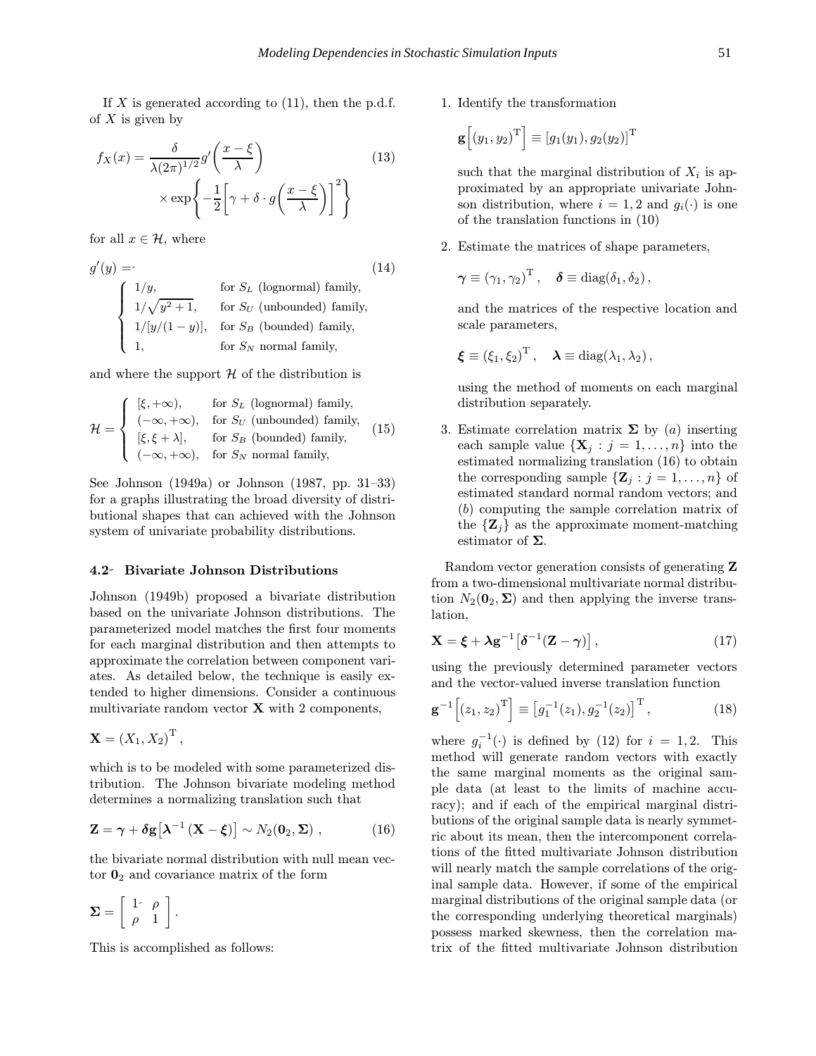If $X$ is generated according to (11), then the p.d.f. of $X$ is given by

$$f_X(x) = \frac{\delta}{\lambda(2\pi)^{1/2}} g'\left(\frac{x-\xi}{\lambda}\right) \times \exp\left\{-\frac{1}{2}\left[\gamma + \delta \cdot g\left(\frac{x-\xi}{\lambda}\right)\right]^2\right\} \tag{13}$$

for all $x \in \mathcal{H}$, where

$$g'(y) = \begin{cases} 1/y, & \text{for } S_L \text{ (lognormal) family,} \\ 1/\sqrt{y^2+1}, & \text{for } S_U \text{ (unbounded) family,} \\ 1/[y/(1-y)], & \text{for } S_B \text{ (bounded) family,} \\ 1, & \text{for } S_N \text{ normal family,} \end{cases} \tag{14}$$

and where the support $\mathcal{H}$ of the distribution is

$$\mathcal{H} = \begin{cases} [\xi, +\infty), & \text{for } S_L \text{ (lognormal) family,} \\ (-\infty, +\infty), & \text{for } S_U \text{ (unbounded) family,} \\ [\xi, \xi+\lambda], & \text{for } S_B \text{ (bounded) family,} \\ (-\infty, +\infty), & \text{for } S_N \text{ normal family,} \end{cases} \tag{15}$$

See Johnson (1949a) or Johnson (1987, pp. 31–33) for a graphs illustrating the broad diversity of distributional shapes that can achieved with the Johnson system of univariate probability distributions.

### 4.2 Bivariate Johnson Distributions

Johnson (1949b) proposed a bivariate distribution based on the univariate Johnson distributions. The parameterized model matches the first four moments for each marginal distribution and then attempts to approximate the correlation between component variates. As detailed below, the technique is easily extended to higher dimensions. Consider a continuous multivariate random vector $\mathbf{X}$ with 2 components,

$$\mathbf{X} = (X_1, X_2)^{\mathrm{T}},$$

which is to be modeled with some parameterized distribution. The Johnson bivariate modeling method determines a normalizing translation such that

$$\mathbf{Z} = \boldsymbol{\gamma} + \boldsymbol{\delta}\mathbf{g}\left[\boldsymbol{\lambda}^{-1}(\mathbf{X} - \boldsymbol{\xi})\right] \sim N_2(\mathbf{0}_2, \boldsymbol{\Sigma}), \tag{16}$$

the bivariate normal distribution with null mean vector $\mathbf{0}_2$ and covariance matrix of the form

$$\boldsymbol{\Sigma} = \begin{bmatrix} 1 & \rho \\ \rho & 1 \end{bmatrix}.$$

This is accomplished as follows:

1. Identify the transformation

   $$\mathbf{g}\left[(y_1, y_2)^{\mathrm{T}}\right] \equiv [g_1(y_1), g_2(y_2)]^{\mathrm{T}}$$

   such that the marginal distribution of $X_i$ is approximated by an appropriate univariate Johnson distribution, where $i = 1, 2$ and $g_i(\cdot)$ is one of the translation functions in (10)

2. Estimate the matrices of shape parameters,

   $$\boldsymbol{\gamma} \equiv (\gamma_1, \gamma_2)^{\mathrm{T}}, \quad \boldsymbol{\delta} \equiv \mathrm{diag}(\delta_1, \delta_2),$$

   and the matrices of the respective location and scale parameters,

   $$\boldsymbol{\xi} \equiv (\xi_1, \xi_2)^{\mathrm{T}}, \quad \boldsymbol{\lambda} \equiv \mathrm{diag}(\lambda_1, \lambda_2),$$

   using the method of moments on each marginal distribution separately.

3. Estimate correlation matrix $\boldsymbol{\Sigma}$ by ($a$) inserting each sample value $\{\mathbf{X}_j : j = 1, \ldots, n\}$ into the estimated normalizing translation (16) to obtain the corresponding sample $\{\mathbf{Z}_j : j = 1, \ldots, n\}$ of estimated standard normal random vectors; and ($b$) computing the sample correlation matrix of the $\{\mathbf{Z}_j\}$ as the approximate moment-matching estimator of $\boldsymbol{\Sigma}$.

Random vector generation consists of generating $\mathbf{Z}$ from a two-dimensional multivariate normal distribution $N_2(\mathbf{0}_2, \boldsymbol{\Sigma})$ and then applying the inverse translation,

$$\mathbf{X} = \boldsymbol{\xi} + \boldsymbol{\lambda}\mathbf{g}^{-1}\left[\boldsymbol{\delta}^{-1}(\mathbf{Z} - \boldsymbol{\gamma})\right], \tag{17}$$

using the previously determined parameter vectors and the vector-valued inverse translation function

$$\mathbf{g}^{-1}\left[(z_1, z_2)^{\mathrm{T}}\right] \equiv \left[g_1^{-1}(z_1), g_2^{-1}(z_2)\right]^{\mathrm{T}}, \tag{18}$$

where $g_i^{-1}(\cdot)$ is defined by (12) for $i = 1, 2$. This method will generate random vectors with exactly the same marginal moments as the original sample data (at least to the limits of machine accuracy); and if each of the empirical marginal distributions of the original sample data is nearly symmetric about its mean, then the intercomponent correlations of the fitted multivariate Johnson distribution will nearly match the sample correlations of the original sample data. However, if some of the empirical marginal distributions of the original sample data (or the corresponding underlying theoretical marginals) possess marked skewness, then the correlation matrix of the fitted multivariate Johnson distribution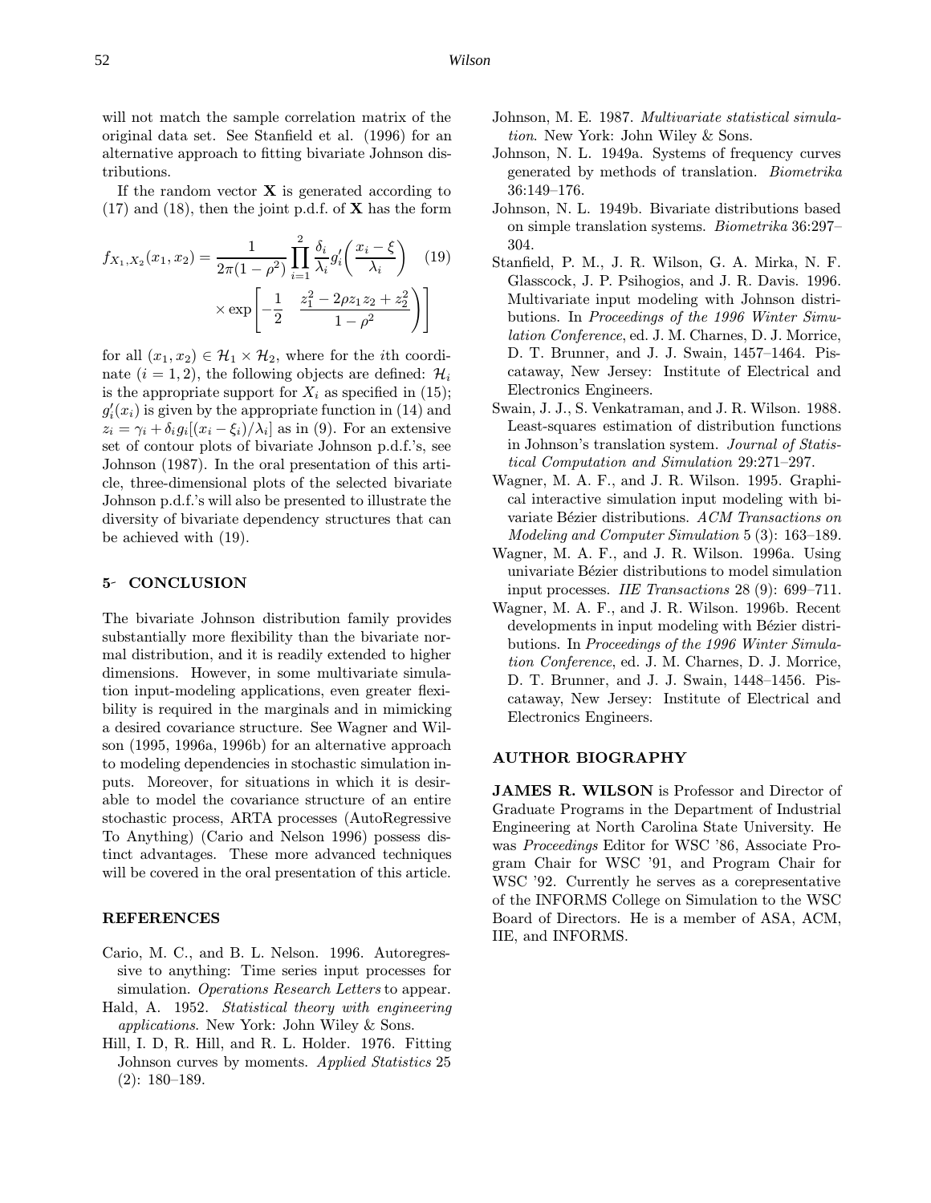will not match the sample correlation matrix of the original data set. See Stanfield et al. (1996) for an alternative approach to fitting bivariate Johnson distributions.

If the random vector $\mathbf{X}$ is generated according to (17) and (18), then the joint p.d.f. of $\mathbf{X}$ has the form

$$f_{X_1,X_2}(x_1, x_2) = \frac{1}{2\pi(1-\rho^2)} \prod_{i=1}^{2} \frac{\delta_i}{\lambda_i} g_i'\left(\frac{x_i - \xi}{\lambda_i}\right) \times \exp\left[-\frac{1}{2} \quad \frac{z_1^2 - 2\rho z_1 z_2 + z_2^2}{1-\rho^2}\right)\right] \quad (19)$$

for all $(x_1, x_2) \in \mathcal{H}_1 \times \mathcal{H}_2$, where for the $i$th coordinate ($i = 1, 2$), the following objects are defined: $\mathcal{H}_i$ is the appropriate support for $X_i$ as specified in (15); $g_i'(x_i)$ is given by the appropriate function in (14) and $z_i = \gamma_i + \delta_i g_i[(x_i - \xi_i)/\lambda_i]$ as in (9). For an extensive set of contour plots of bivariate Johnson p.d.f.'s, see Johnson (1987). In the oral presentation of this article, three-dimensional plots of the selected bivariate Johnson p.d.f.'s will also be presented to illustrate the diversity of bivariate dependency structures that can be achieved with (19).

## 5 CONCLUSION

The bivariate Johnson distribution family provides substantially more flexibility than the bivariate normal distribution, and it is readily extended to higher dimensions. However, in some multivariate simulation input-modeling applications, even greater flexibility is required in the marginals and in mimicking a desired covariance structure. See Wagner and Wilson (1995, 1996a, 1996b) for an alternative approach to modeling dependencies in stochastic simulation inputs. Moreover, for situations in which it is desirable to model the covariance structure of an entire stochastic process, ARTA processes (AutoRegressive To Anything) (Cario and Nelson 1996) possess distinct advantages. These more advanced techniques will be covered in the oral presentation of this article.

## REFERENCES

Cario, M. C., and B. L. Nelson. 1996. Autoregressive to anything: Time series input processes for simulation. *Operations Research Letters* to appear.

Hald, A. 1952. *Statistical theory with engineering applications*. New York: John Wiley & Sons.

Hill, I. D, R. Hill, and R. L. Holder. 1976. Fitting Johnson curves by moments. *Applied Statistics* 25 (2): 180–189.

Johnson, M. E. 1987. *Multivariate statistical simulation*. New York: John Wiley & Sons.

Johnson, N. L. 1949a. Systems of frequency curves generated by methods of translation. *Biometrika* 36:149–176.

Johnson, N. L. 1949b. Bivariate distributions based on simple translation systems. *Biometrika* 36:297–304.

Stanfield, P. M., J. R. Wilson, G. A. Mirka, N. F. Glasscock, J. P. Psihogios, and J. R. Davis. 1996. Multivariate input modeling with Johnson distributions. In *Proceedings of the 1996 Winter Simulation Conference*, ed. J. M. Charnes, D. J. Morrice, D. T. Brunner, and J. J. Swain, 1457–1464. Piscataway, New Jersey: Institute of Electrical and Electronics Engineers.

Swain, J. J., S. Venkatraman, and J. R. Wilson. 1988. Least-squares estimation of distribution functions in Johnson's translation system. *Journal of Statistical Computation and Simulation* 29:271–297.

Wagner, M. A. F., and J. R. Wilson. 1995. Graphical interactive simulation input modeling with bivariate Bézier distributions. *ACM Transactions on Modeling and Computer Simulation* 5 (3): 163–189.

Wagner, M. A. F., and J. R. Wilson. 1996a. Using univariate Bézier distributions to model simulation input processes. *IIE Transactions* 28 (9): 699–711.

Wagner, M. A. F., and J. R. Wilson. 1996b. Recent developments in input modeling with Bézier distributions. In *Proceedings of the 1996 Winter Simulation Conference*, ed. J. M. Charnes, D. J. Morrice, D. T. Brunner, and J. J. Swain, 1448–1456. Piscataway, New Jersey: Institute of Electrical and Electronics Engineers.

## AUTHOR BIOGRAPHY

**JAMES R. WILSON** is Professor and Director of Graduate Programs in the Department of Industrial Engineering at North Carolina State University. He was *Proceedings* Editor for WSC '86, Associate Program Chair for WSC '91, and Program Chair for WSC '92. Currently he serves as a corepresentative of the INFORMS College on Simulation to the WSC Board of Directors. He is a member of ASA, ACM, IIE, and INFORMS.